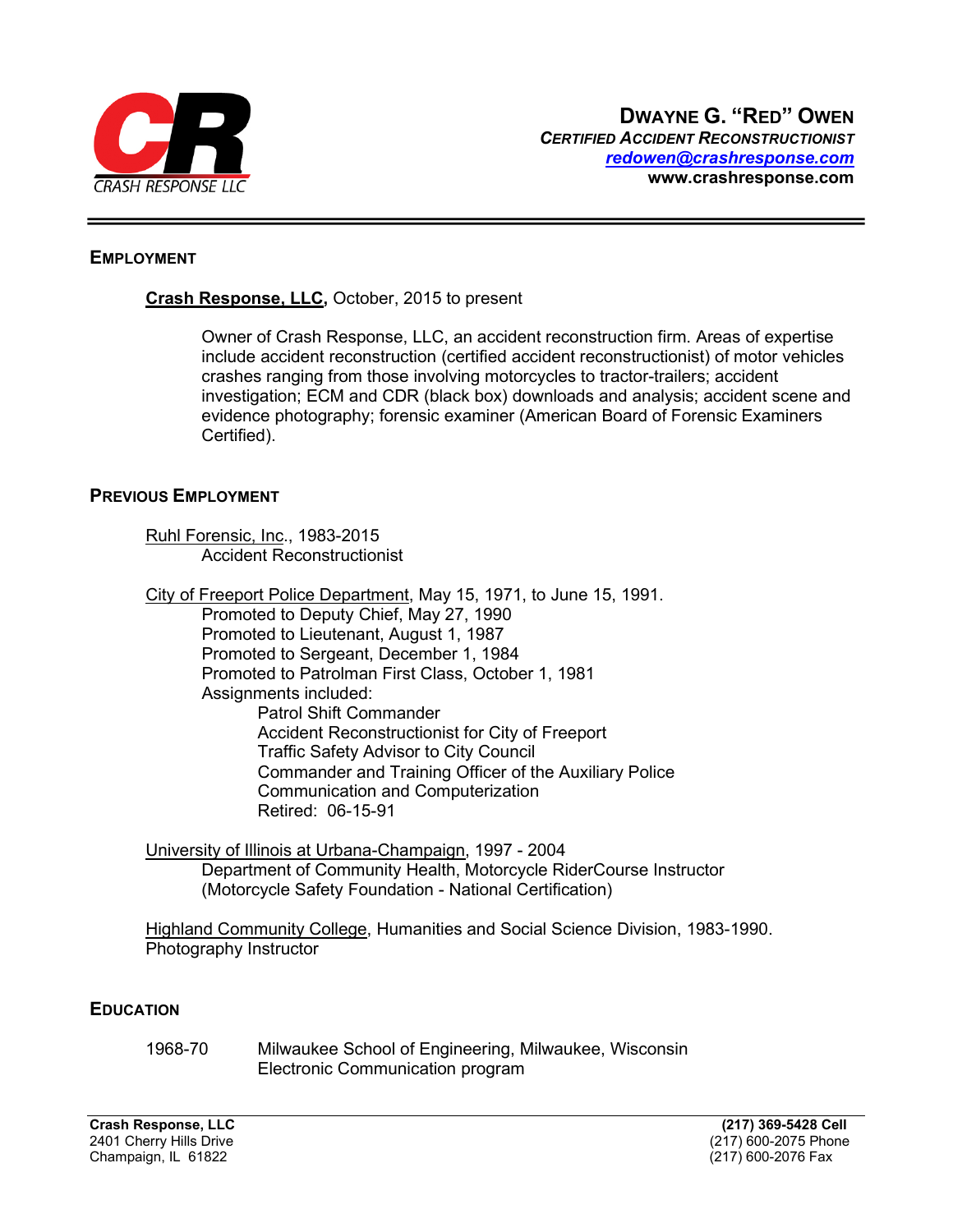# Dwayne G. "Red" Owen

***Certified Accident Reconstructionist***

***redowen@crashresponse.com***

**www.crashresponse.com**

## Employment

**Crash Response, LLC,** October, 2015 to present

Owner of Crash Response, LLC, an accident reconstruction firm. Areas of expertise include accident reconstruction (certified accident reconstructionist) of motor vehicles crashes ranging from those involving motorcycles to tractor-trailers; accident investigation; ECM and CDR (black box) downloads and analysis; accident scene and evidence photography; forensic examiner (American Board of Forensic Examiners Certified).

## Previous Employment

Ruhl Forensic, Inc., 1983-2015
Accident Reconstructionist

City of Freeport Police Department, May 15, 1971, to June 15, 1991.
Promoted to Deputy Chief, May 27, 1990
Promoted to Lieutenant, August 1, 1987
Promoted to Sergeant, December 1, 1984
Promoted to Patrolman First Class, October 1, 1981
Assignments included:
- Patrol Shift Commander
- Accident Reconstructionist for City of Freeport
- Traffic Safety Advisor to City Council
- Commander and Training Officer of the Auxiliary Police
- Communication and Computerization
- Retired: 06-15-91

University of Illinois at Urbana-Champaign, 1997 - 2004
Department of Community Health, Motorcycle RiderCourse Instructor
(Motorcycle Safety Foundation - National Certification)

Highland Community College, Humanities and Social Science Division, 1983-1990.
Photography Instructor

## Education

1968-70 Milwaukee School of Engineering, Milwaukee, Wisconsin
Electronic Communication program

**Crash Response, LLC**
2401 Cherry Hills Drive
Champaign, IL 61822

**(217) 369-5428 Cell**
(217) 600-2075 Phone
(217) 600-2076 Fax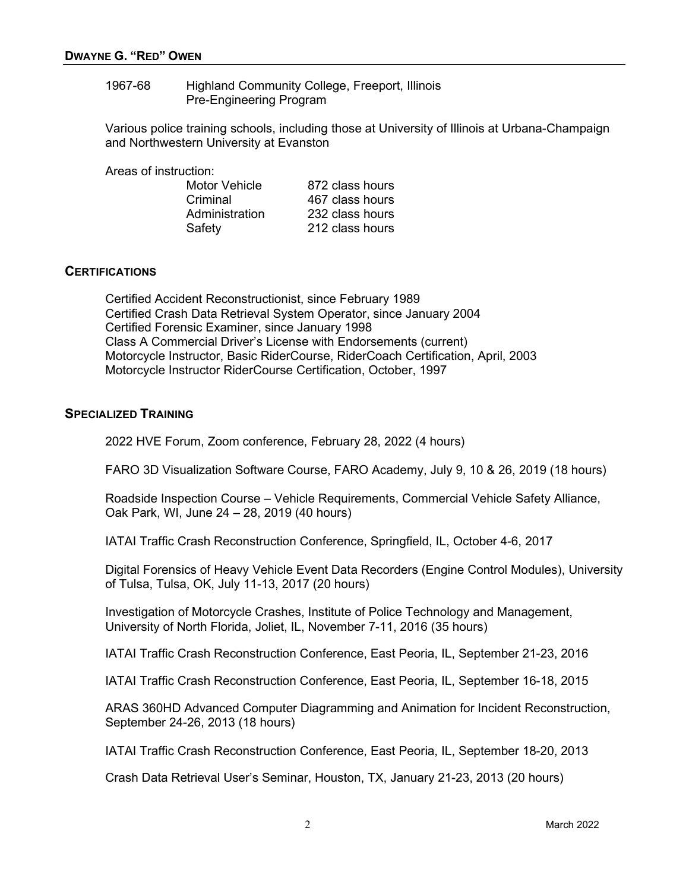1967-68 Highland Community College, Freeport, Illinois
Pre-Engineering Program

Various police training schools, including those at University of Illinois at Urbana-Champaign and Northwestern University at Evanston

Areas of instruction:

| | |
|---|---|
| Motor Vehicle | 872 class hours |
| Criminal | 467 class hours |
| Administration | 232 class hours |
| Safety | 212 class hours |

## CERTIFICATIONS

Certified Accident Reconstructionist, since February 1989
Certified Crash Data Retrieval System Operator, since January 2004
Certified Forensic Examiner, since January 1998
Class A Commercial Driver's License with Endorsements (current)
Motorcycle Instructor, Basic RiderCourse, RiderCoach Certification, April, 2003
Motorcycle Instructor RiderCourse Certification, October, 1997

## SPECIALIZED TRAINING

2022 HVE Forum, Zoom conference, February 28, 2022 (4 hours)

FARO 3D Visualization Software Course, FARO Academy, July 9, 10 & 26, 2019 (18 hours)

Roadside Inspection Course – Vehicle Requirements, Commercial Vehicle Safety Alliance, Oak Park, WI, June 24 – 28, 2019 (40 hours)

IATAI Traffic Crash Reconstruction Conference, Springfield, IL, October 4-6, 2017

Digital Forensics of Heavy Vehicle Event Data Recorders (Engine Control Modules), University of Tulsa, Tulsa, OK, July 11-13, 2017 (20 hours)

Investigation of Motorcycle Crashes, Institute of Police Technology and Management, University of North Florida, Joliet, IL, November 7-11, 2016 (35 hours)

IATAI Traffic Crash Reconstruction Conference, East Peoria, IL, September 21-23, 2016

IATAI Traffic Crash Reconstruction Conference, East Peoria, IL, September 16-18, 2015

ARAS 360HD Advanced Computer Diagramming and Animation for Incident Reconstruction, September 24-26, 2013 (18 hours)

IATAI Traffic Crash Reconstruction Conference, East Peoria, IL, September 18-20, 2013

Crash Data Retrieval User's Seminar, Houston, TX, January 21-23, 2013 (20 hours)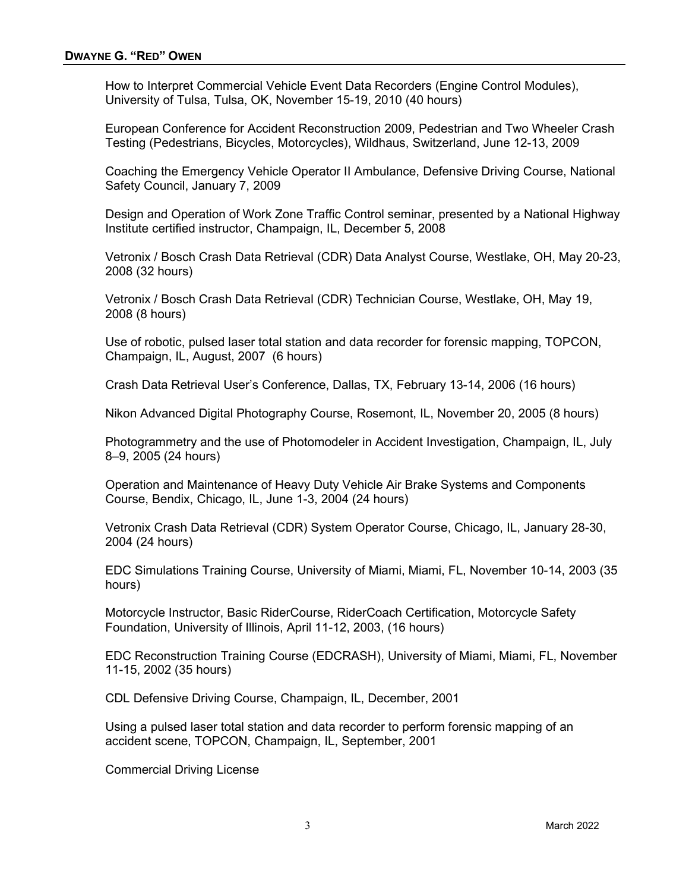How to Interpret Commercial Vehicle Event Data Recorders (Engine Control Modules), University of Tulsa, Tulsa, OK, November 15-19, 2010 (40 hours)

European Conference for Accident Reconstruction 2009, Pedestrian and Two Wheeler Crash Testing (Pedestrians, Bicycles, Motorcycles), Wildhaus, Switzerland, June 12-13, 2009

Coaching the Emergency Vehicle Operator II Ambulance, Defensive Driving Course, National Safety Council, January 7, 2009

Design and Operation of Work Zone Traffic Control seminar, presented by a National Highway Institute certified instructor, Champaign, IL, December 5, 2008

Vetronix / Bosch Crash Data Retrieval (CDR) Data Analyst Course, Westlake, OH, May 20-23, 2008 (32 hours)

Vetronix / Bosch Crash Data Retrieval (CDR) Technician Course, Westlake, OH, May 19, 2008 (8 hours)

Use of robotic, pulsed laser total station and data recorder for forensic mapping, TOPCON, Champaign, IL, August, 2007 (6 hours)

Crash Data Retrieval User's Conference, Dallas, TX, February 13-14, 2006 (16 hours)

Nikon Advanced Digital Photography Course, Rosemont, IL, November 20, 2005 (8 hours)

Photogrammetry and the use of Photomodeler in Accident Investigation, Champaign, IL, July 8–9, 2005 (24 hours)

Operation and Maintenance of Heavy Duty Vehicle Air Brake Systems and Components Course, Bendix, Chicago, IL, June 1-3, 2004 (24 hours)

Vetronix Crash Data Retrieval (CDR) System Operator Course, Chicago, IL, January 28-30, 2004 (24 hours)

EDC Simulations Training Course, University of Miami, Miami, FL, November 10-14, 2003 (35 hours)

Motorcycle Instructor, Basic RiderCourse, RiderCoach Certification, Motorcycle Safety Foundation, University of Illinois, April 11-12, 2003, (16 hours)

EDC Reconstruction Training Course (EDCRASH), University of Miami, Miami, FL, November 11-15, 2002 (35 hours)

CDL Defensive Driving Course, Champaign, IL, December, 2001

Using a pulsed laser total station and data recorder to perform forensic mapping of an accident scene, TOPCON, Champaign, IL, September, 2001

Commercial Driving License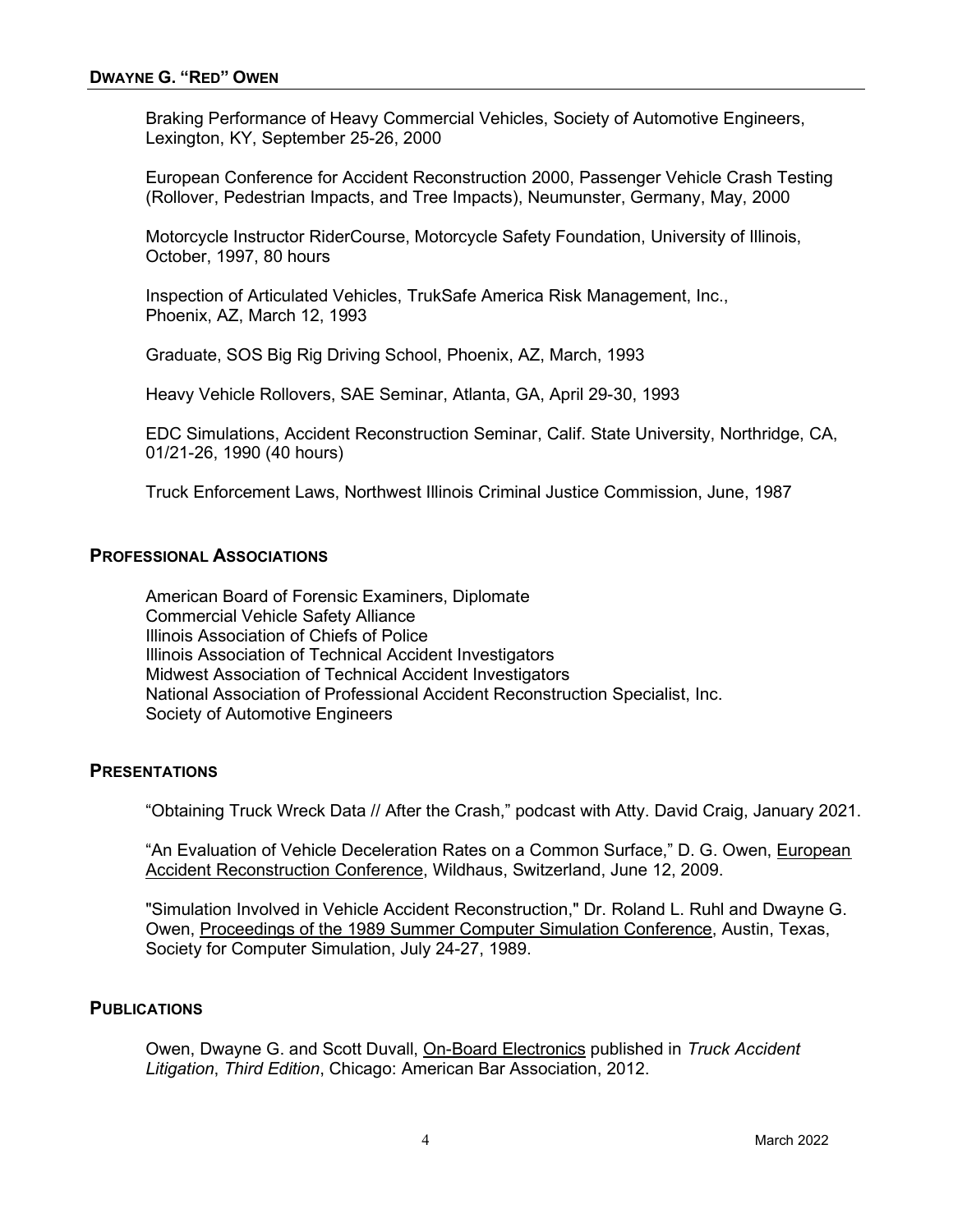Braking Performance of Heavy Commercial Vehicles, Society of Automotive Engineers, Lexington, KY, September 25-26, 2000

European Conference for Accident Reconstruction 2000, Passenger Vehicle Crash Testing (Rollover, Pedestrian Impacts, and Tree Impacts), Neumunster, Germany, May, 2000

Motorcycle Instructor RiderCourse, Motorcycle Safety Foundation, University of Illinois, October, 1997, 80 hours

Inspection of Articulated Vehicles, TrukSafe America Risk Management, Inc., Phoenix, AZ, March 12, 1993

Graduate, SOS Big Rig Driving School, Phoenix, AZ, March, 1993

Heavy Vehicle Rollovers, SAE Seminar, Atlanta, GA, April 29-30, 1993

EDC Simulations, Accident Reconstruction Seminar, Calif. State University, Northridge, CA, 01/21-26, 1990 (40 hours)

Truck Enforcement Laws, Northwest Illinois Criminal Justice Commission, June, 1987

## PROFESSIONAL ASSOCIATIONS

American Board of Forensic Examiners, Diplomate
Commercial Vehicle Safety Alliance
Illinois Association of Chiefs of Police
Illinois Association of Technical Accident Investigators
Midwest Association of Technical Accident Investigators
National Association of Professional Accident Reconstruction Specialist, Inc.
Society of Automotive Engineers

## PRESENTATIONS

"Obtaining Truck Wreck Data // After the Crash," podcast with Atty. David Craig, January 2021.

"An Evaluation of Vehicle Deceleration Rates on a Common Surface," D. G. Owen, European Accident Reconstruction Conference, Wildhaus, Switzerland, June 12, 2009.

"Simulation Involved in Vehicle Accident Reconstruction," Dr. Roland L. Ruhl and Dwayne G. Owen, Proceedings of the 1989 Summer Computer Simulation Conference, Austin, Texas, Society for Computer Simulation, July 24-27, 1989.

## PUBLICATIONS

Owen, Dwayne G. and Scott Duvall, On-Board Electronics published in *Truck Accident Litigation*, *Third Edition*, Chicago: American Bar Association, 2012.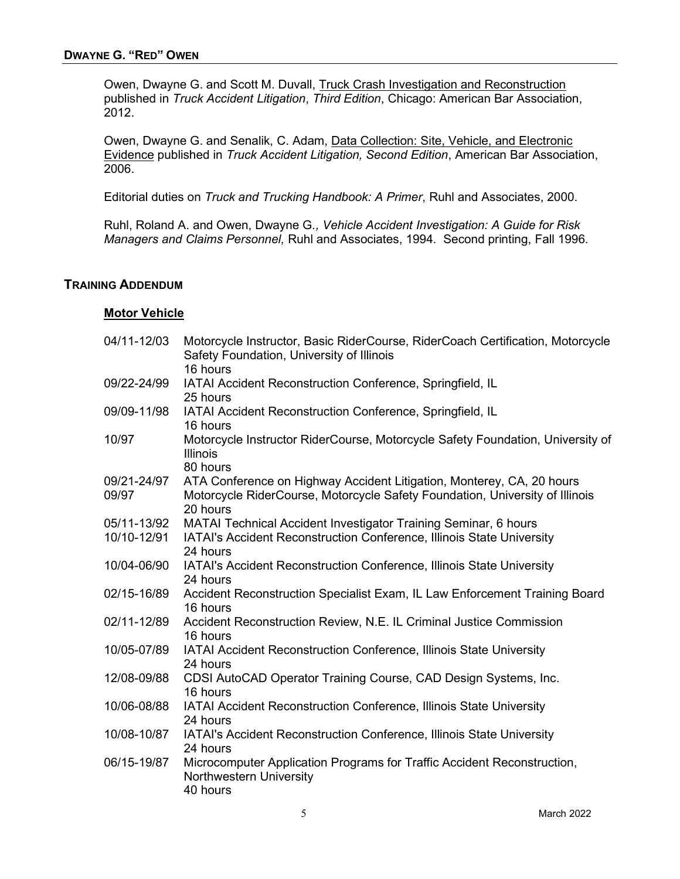Owen, Dwayne G. and Scott M. Duvall, Truck Crash Investigation and Reconstruction published in *Truck Accident Litigation*, *Third Edition*, Chicago: American Bar Association, 2012.

Owen, Dwayne G. and Senalik, C. Adam, Data Collection: Site, Vehicle, and Electronic Evidence published in *Truck Accident Litigation, Second Edition*, American Bar Association, 2006.

Editorial duties on *Truck and Trucking Handbook: A Primer*, Ruhl and Associates, 2000.

Ruhl, Roland A. and Owen, Dwayne G*., Vehicle Accident Investigation: A Guide for Risk Managers and Claims Personnel,* Ruhl and Associates, 1994. Second printing, Fall 1996.

## TRAINING ADDENDUM

### Motor Vehicle

| | |
|---|---|
| 04/11-12/03 | Motorcycle Instructor, Basic RiderCourse, RiderCoach Certification, Motorcycle Safety Foundation, University of Illinois<br>16 hours |
| 09/22-24/99 | IATAI Accident Reconstruction Conference, Springfield, IL<br>25 hours |
| 09/09-11/98 | IATAI Accident Reconstruction Conference, Springfield, IL<br>16 hours |
| 10/97 | Motorcycle Instructor RiderCourse, Motorcycle Safety Foundation, University of Illinois<br>80 hours |
| 09/21-24/97 | ATA Conference on Highway Accident Litigation, Monterey, CA, 20 hours |
| 09/97 | Motorcycle RiderCourse, Motorcycle Safety Foundation, University of Illinois<br>20 hours |
| 05/11-13/92 | MATAI Technical Accident Investigator Training Seminar, 6 hours |
| 10/10-12/91 | IATAI's Accident Reconstruction Conference, Illinois State University<br>24 hours |
| 10/04-06/90 | IATAI's Accident Reconstruction Conference, Illinois State University<br>24 hours |
| 02/15-16/89 | Accident Reconstruction Specialist Exam, IL Law Enforcement Training Board<br>16 hours |
| 02/11-12/89 | Accident Reconstruction Review, N.E. IL Criminal Justice Commission<br>16 hours |
| 10/05-07/89 | IATAI Accident Reconstruction Conference, Illinois State University<br>24 hours |
| 12/08-09/88 | CDSI AutoCAD Operator Training Course, CAD Design Systems, Inc.<br>16 hours |
| 10/06-08/88 | IATAI Accident Reconstruction Conference, Illinois State University<br>24 hours |
| 10/08-10/87 | IATAI's Accident Reconstruction Conference, Illinois State University<br>24 hours |
| 06/15-19/87 | Microcomputer Application Programs for Traffic Accident Reconstruction, Northwestern University<br>40 hours |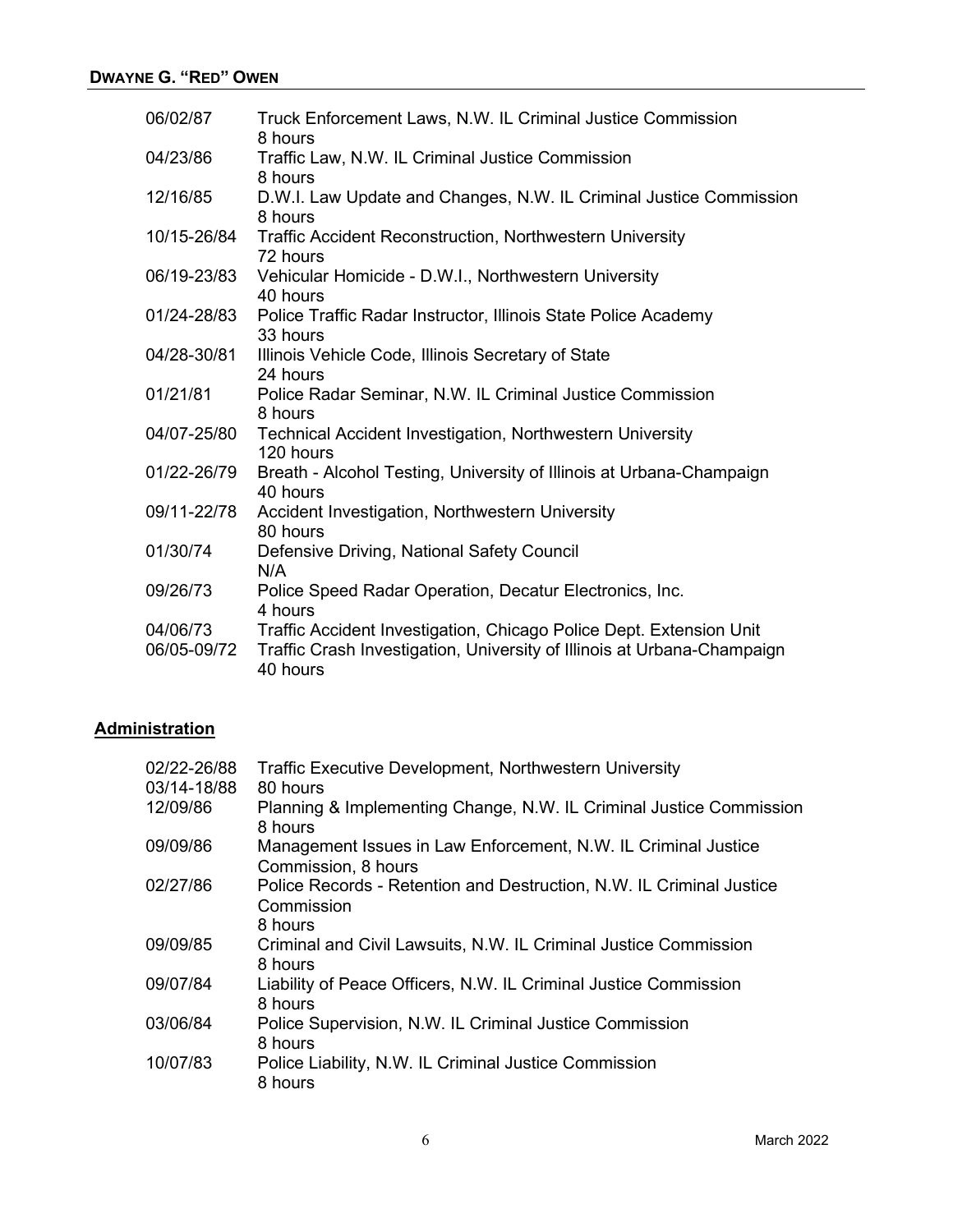| | |
|---|---|
| 06/02/87 | Truck Enforcement Laws, N.W. IL Criminal Justice Commission<br>8 hours |
| 04/23/86 | Traffic Law, N.W. IL Criminal Justice Commission<br>8 hours |
| 12/16/85 | D.W.I. Law Update and Changes, N.W. IL Criminal Justice Commission<br>8 hours |
| 10/15-26/84 | Traffic Accident Reconstruction, Northwestern University<br>72 hours |
| 06/19-23/83 | Vehicular Homicide - D.W.I., Northwestern University<br>40 hours |
| 01/24-28/83 | Police Traffic Radar Instructor, Illinois State Police Academy<br>33 hours |
| 04/28-30/81 | Illinois Vehicle Code, Illinois Secretary of State<br>24 hours |
| 01/21/81 | Police Radar Seminar, N.W. IL Criminal Justice Commission<br>8 hours |
| 04/07-25/80 | Technical Accident Investigation, Northwestern University<br>120 hours |
| 01/22-26/79 | Breath - Alcohol Testing, University of Illinois at Urbana-Champaign<br>40 hours |
| 09/11-22/78 | Accident Investigation, Northwestern University<br>80 hours |
| 01/30/74 | Defensive Driving, National Safety Council<br>N/A |
| 09/26/73 | Police Speed Radar Operation, Decatur Electronics, Inc.<br>4 hours |
| 04/06/73 | Traffic Accident Investigation, Chicago Police Dept. Extension Unit |
| 06/05-09/72 | Traffic Crash Investigation, University of Illinois at Urbana-Champaign<br>40 hours |

## Administration

| | |
|---|---|
| 02/22-26/88<br>03/14-18/88 | Traffic Executive Development, Northwestern University<br>80 hours |
| 12/09/86 | Planning & Implementing Change, N.W. IL Criminal Justice Commission<br>8 hours |
| 09/09/86 | Management Issues in Law Enforcement, N.W. IL Criminal Justice Commission, 8 hours |
| 02/27/86 | Police Records - Retention and Destruction, N.W. IL Criminal Justice Commission<br>8 hours |
| 09/09/85 | Criminal and Civil Lawsuits, N.W. IL Criminal Justice Commission<br>8 hours |
| 09/07/84 | Liability of Peace Officers, N.W. IL Criminal Justice Commission<br>8 hours |
| 03/06/84 | Police Supervision, N.W. IL Criminal Justice Commission<br>8 hours |
| 10/07/83 | Police Liability, N.W. IL Criminal Justice Commission<br>8 hours |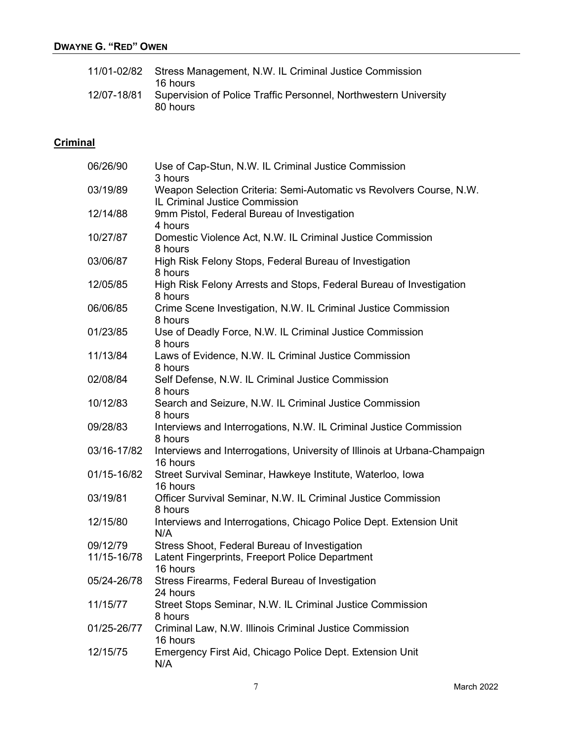| | |
|---|---|
| 11/01-02/82 | Stress Management, N.W. IL Criminal Justice Commission<br>16 hours |
| 12/07-18/81 | Supervision of Police Traffic Personnel, Northwestern University<br>80 hours |

## **Criminal**

| | |
|---|---|
| 06/26/90 | Use of Cap-Stun, N.W. IL Criminal Justice Commission<br>3 hours |
| 03/19/89 | Weapon Selection Criteria: Semi-Automatic vs Revolvers Course, N.W. IL Criminal Justice Commission |
| 12/14/88 | 9mm Pistol, Federal Bureau of Investigation<br>4 hours |
| 10/27/87 | Domestic Violence Act, N.W. IL Criminal Justice Commission<br>8 hours |
| 03/06/87 | High Risk Felony Stops, Federal Bureau of Investigation<br>8 hours |
| 12/05/85 | High Risk Felony Arrests and Stops, Federal Bureau of Investigation<br>8 hours |
| 06/06/85 | Crime Scene Investigation, N.W. IL Criminal Justice Commission<br>8 hours |
| 01/23/85 | Use of Deadly Force, N.W. IL Criminal Justice Commission<br>8 hours |
| 11/13/84 | Laws of Evidence, N.W. IL Criminal Justice Commission<br>8 hours |
| 02/08/84 | Self Defense, N.W. IL Criminal Justice Commission<br>8 hours |
| 10/12/83 | Search and Seizure, N.W. IL Criminal Justice Commission<br>8 hours |
| 09/28/83 | Interviews and Interrogations, N.W. IL Criminal Justice Commission<br>8 hours |
| 03/16-17/82 | Interviews and Interrogations, University of Illinois at Urbana-Champaign<br>16 hours |
| 01/15-16/82 | Street Survival Seminar, Hawkeye Institute, Waterloo, Iowa<br>16 hours |
| 03/19/81 | Officer Survival Seminar, N.W. IL Criminal Justice Commission<br>8 hours |
| 12/15/80 | Interviews and Interrogations, Chicago Police Dept. Extension Unit<br>N/A |
| 09/12/79 | Stress Shoot, Federal Bureau of Investigation |
| 11/15-16/78 | Latent Fingerprints, Freeport Police Department<br>16 hours |
| 05/24-26/78 | Stress Firearms, Federal Bureau of Investigation<br>24 hours |
| 11/15/77 | Street Stops Seminar, N.W. IL Criminal Justice Commission<br>8 hours |
| 01/25-26/77 | Criminal Law, N.W. Illinois Criminal Justice Commission<br>16 hours |
| 12/15/75 | Emergency First Aid, Chicago Police Dept. Extension Unit<br>N/A |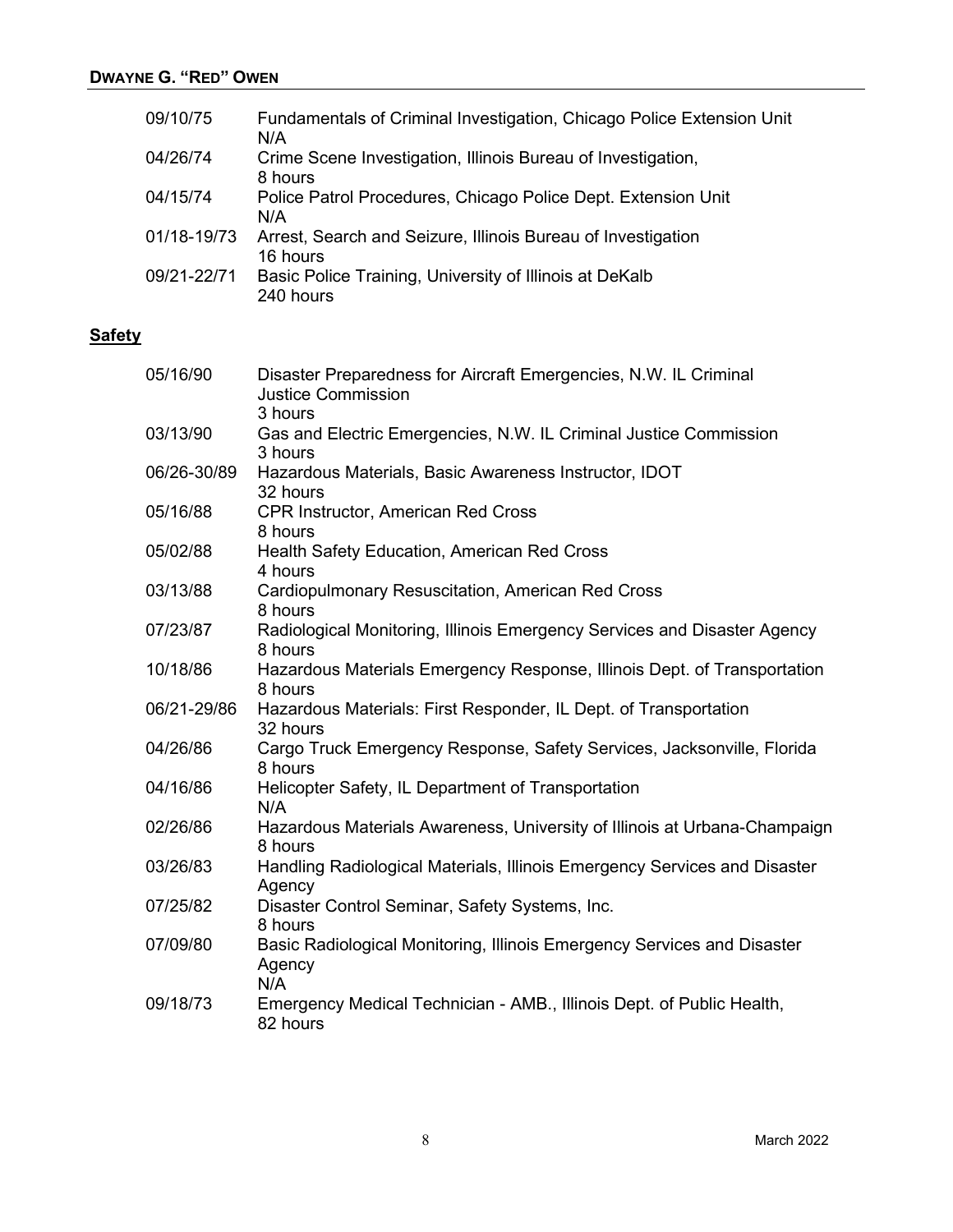| | |
|---|---|
| 09/10/75 | Fundamentals of Criminal Investigation, Chicago Police Extension Unit<br>N/A |
| 04/26/74 | Crime Scene Investigation, Illinois Bureau of Investigation,<br>8 hours |
| 04/15/74 | Police Patrol Procedures, Chicago Police Dept. Extension Unit<br>N/A |
| 01/18-19/73 | Arrest, Search and Seizure, Illinois Bureau of Investigation<br>16 hours |
| 09/21-22/71 | Basic Police Training, University of Illinois at DeKalb<br>240 hours |

## Safety

| | |
|---|---|
| 05/16/90 | Disaster Preparedness for Aircraft Emergencies, N.W. IL Criminal Justice Commission<br>3 hours |
| 03/13/90 | Gas and Electric Emergencies, N.W. IL Criminal Justice Commission<br>3 hours |
| 06/26-30/89 | Hazardous Materials, Basic Awareness Instructor, IDOT<br>32 hours |
| 05/16/88 | CPR Instructor, American Red Cross<br>8 hours |
| 05/02/88 | Health Safety Education, American Red Cross<br>4 hours |
| 03/13/88 | Cardiopulmonary Resuscitation, American Red Cross<br>8 hours |
| 07/23/87 | Radiological Monitoring, Illinois Emergency Services and Disaster Agency<br>8 hours |
| 10/18/86 | Hazardous Materials Emergency Response, Illinois Dept. of Transportation<br>8 hours |
| 06/21-29/86 | Hazardous Materials: First Responder, IL Dept. of Transportation<br>32 hours |
| 04/26/86 | Cargo Truck Emergency Response, Safety Services, Jacksonville, Florida<br>8 hours |
| 04/16/86 | Helicopter Safety, IL Department of Transportation<br>N/A |
| 02/26/86 | Hazardous Materials Awareness, University of Illinois at Urbana-Champaign<br>8 hours |
| 03/26/83 | Handling Radiological Materials, Illinois Emergency Services and Disaster Agency |
| 07/25/82 | Disaster Control Seminar, Safety Systems, Inc.<br>8 hours |
| 07/09/80 | Basic Radiological Monitoring, Illinois Emergency Services and Disaster Agency<br>N/A |
| 09/18/73 | Emergency Medical Technician - AMB., Illinois Dept. of Public Health,<br>82 hours |